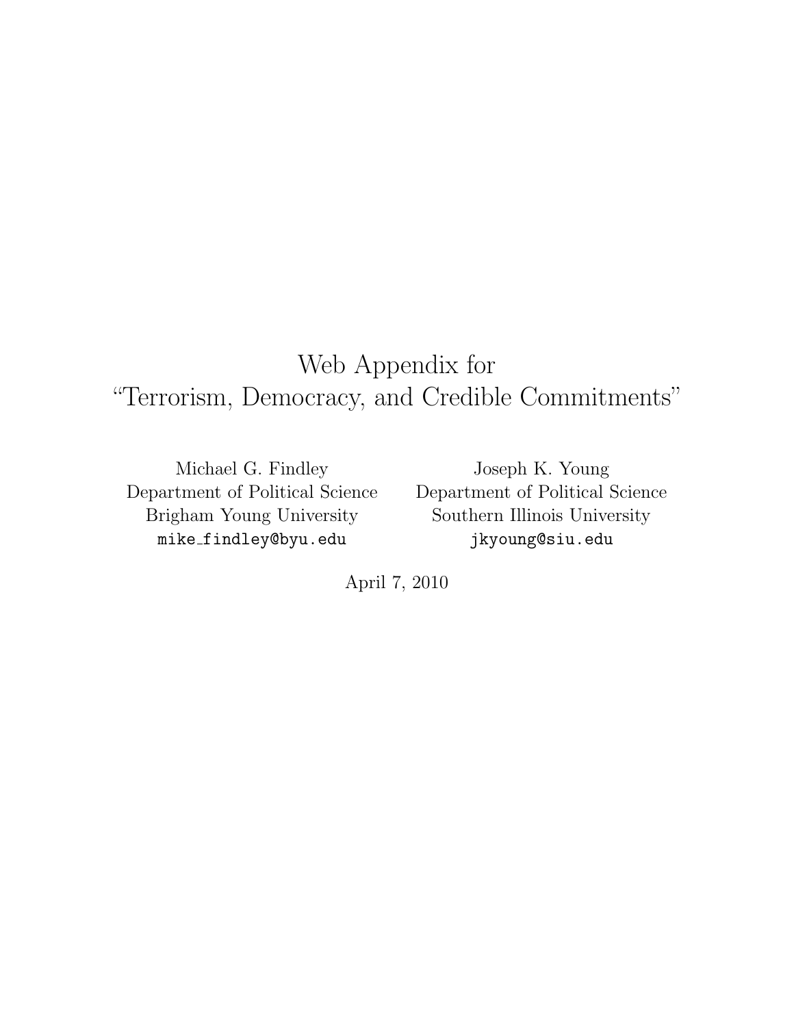# Web Appendix for "Terrorism, Democracy, and Credible Commitments"

Michael G. Findley
Department of Political Science
Brigham Young University
mike_findley@byu.edu

Joseph K. Young
Department of Political Science
Southern Illinois University
jkyoung@siu.edu

April 7, 2010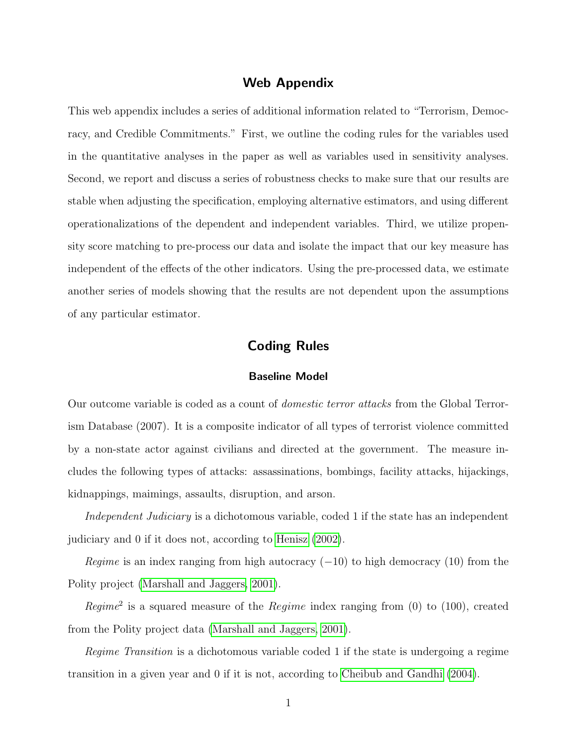# Web Appendix

This web appendix includes a series of additional information related to "Terrorism, Democracy, and Credible Commitments." First, we outline the coding rules for the variables used in the quantitative analyses in the paper as well as variables used in sensitivity analyses. Second, we report and discuss a series of robustness checks to make sure that our results are stable when adjusting the specification, employing alternative estimators, and using different operationalizations of the dependent and independent variables. Third, we utilize propensity score matching to pre-process our data and isolate the impact that our key measure has independent of the effects of the other indicators. Using the pre-processed data, we estimate another series of models showing that the results are not dependent upon the assumptions of any particular estimator.

# Coding Rules

### Baseline Model

Our outcome variable is coded as a count of *domestic terror attacks* from the Global Terrorism Database (2007). It is a composite indicator of all types of terrorist violence committed by a non-state actor against civilians and directed at the government. The measure includes the following types of attacks: assassinations, bombings, facility attacks, hijackings, kidnappings, maimings, assaults, disruption, and arson.

*Independent Judiciary* is a dichotomous variable, coded 1 if the state has an independent judiciary and 0 if it does not, according to Henisz (2002).

*Regime* is an index ranging from high autocracy ($-10$) to high democracy (10) from the Polity project (Marshall and Jaggers, 2001).

*Regime*$^2$ is a squared measure of the *Regime* index ranging from (0) to (100), created from the Polity project data (Marshall and Jaggers, 2001).

*Regime Transition* is a dichotomous variable coded 1 if the state is undergoing a regime transition in a given year and 0 if it is not, according to Cheibub and Gandhi (2004).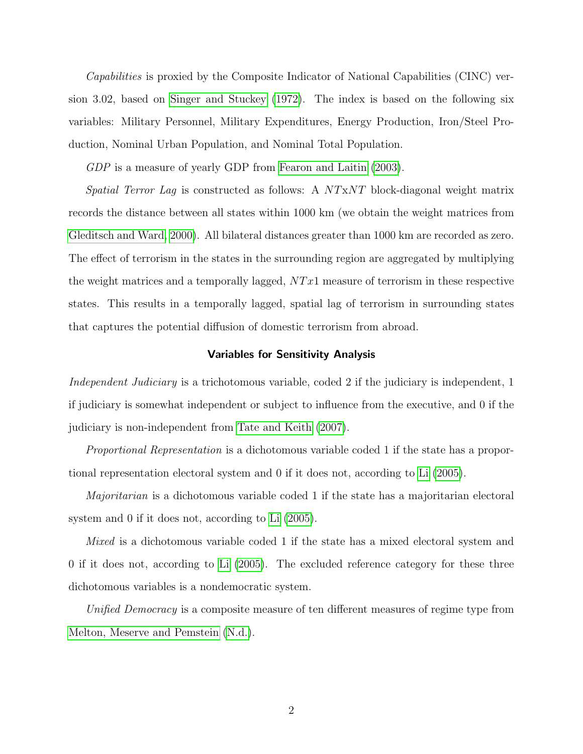*Capabilities* is proxied by the Composite Indicator of National Capabilities (CINC) version 3.02, based on Singer and Stuckey (1972). The index is based on the following six variables: Military Personnel, Military Expenditures, Energy Production, Iron/Steel Production, Nominal Urban Population, and Nominal Total Population.

*GDP* is a measure of yearly GDP from Fearon and Laitin (2003).

*Spatial Terror Lag* is constructed as follows: A $NT$x$NT$ block-diagonal weight matrix records the distance between all states within 1000 km (we obtain the weight matrices from Gleditsch and Ward, 2000). All bilateral distances greater than 1000 km are recorded as zero. The effect of terrorism in the states in the surrounding region are aggregated by multiplying the weight matrices and a temporally lagged, $NTx1$ measure of terrorism in these respective states. This results in a temporally lagged, spatial lag of terrorism in surrounding states that captures the potential diffusion of domestic terrorism from abroad.

### Variables for Sensitivity Analysis

*Independent Judiciary* is a trichotomous variable, coded 2 if the judiciary is independent, 1 if judiciary is somewhat independent or subject to influence from the executive, and 0 if the judiciary is non-independent from Tate and Keith (2007).

*Proportional Representation* is a dichotomous variable coded 1 if the state has a proportional representation electoral system and 0 if it does not, according to Li (2005).

*Majoritarian* is a dichotomous variable coded 1 if the state has a majoritarian electoral system and 0 if it does not, according to Li (2005).

*Mixed* is a dichotomous variable coded 1 if the state has a mixed electoral system and 0 if it does not, according to Li (2005). The excluded reference category for these three dichotomous variables is a nondemocratic system.

*Unified Democracy* is a composite measure of ten different measures of regime type from Melton, Meserve and Pemstein (N.d.).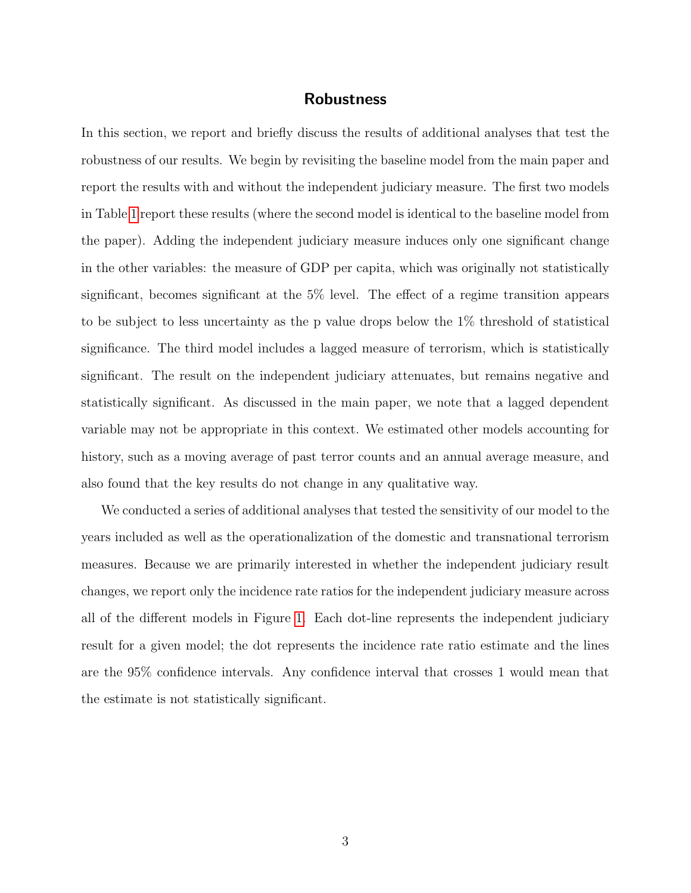## Robustness

In this section, we report and briefly discuss the results of additional analyses that test the robustness of our results. We begin by revisiting the baseline model from the main paper and report the results with and without the independent judiciary measure. The first two models in Table 1 report these results (where the second model is identical to the baseline model from the paper). Adding the independent judiciary measure induces only one significant change in the other variables: the measure of GDP per capita, which was originally not statistically significant, becomes significant at the 5% level. The effect of a regime transition appears to be subject to less uncertainty as the p value drops below the 1% threshold of statistical significance. The third model includes a lagged measure of terrorism, which is statistically significant. The result on the independent judiciary attenuates, but remains negative and statistically significant. As discussed in the main paper, we note that a lagged dependent variable may not be appropriate in this context. We estimated other models accounting for history, such as a moving average of past terror counts and an annual average measure, and also found that the key results do not change in any qualitative way.

We conducted a series of additional analyses that tested the sensitivity of our model to the years included as well as the operationalization of the domestic and transnational terrorism measures. Because we are primarily interested in whether the independent judiciary result changes, we report only the incidence rate ratios for the independent judiciary measure across all of the different models in Figure 1. Each dot-line represents the independent judiciary result for a given model; the dot represents the incidence rate ratio estimate and the lines are the 95% confidence intervals. Any confidence interval that crosses 1 would mean that the estimate is not statistically significant.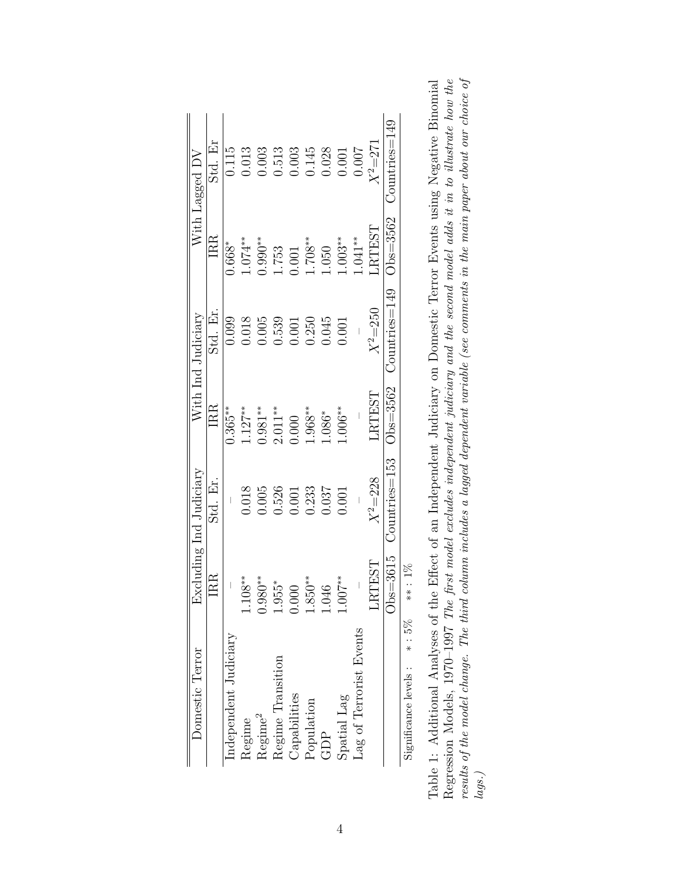| Domestic Terror | Excluding Ind Judiciary | | With Ind Judiciary | | With Lagged DV | |
|---|---|---|---|---|---|---|
| | IRR | Std. Er. | IRR | Std. Er. | IRR | Std. Er |
| Independent Judiciary | – | – | 0.365** | 0.099 | 0.668* | 0.115 |
| Regime | 1.108** | 0.018 | 1.127** | 0.018 | 1.074** | 0.013 |
| Regime$^2$ | 0.980** | 0.005 | 0.981** | 0.005 | 0.990** | 0.003 |
| Regime Transition | 1.955* | 0.526 | 2.011** | 0.539 | 1.753 | 0.513 |
| Capabilities | 0.000 | 0.001 | 0.000 | 0.001 | 0.001 | 0.003 |
| Population | 1.850** | 0.233 | 1.968** | 0.250 | 1.708** | 0.145 |
| GDP | 1.046 | 0.037 | 1.086* | 0.045 | 1.050 | 0.028 |
| Spatial Lag | 1.007** | 0.001 | 1.006** | 0.001 | 1.003** | 0.001 |
| Lag of Terrorist Events | – | – | – | – | 1.041** | 0.007 |
| | LRTEST | $X^2$=228 | LRTEST | $X^2$=250 | LRTEST | $X^2$=271 |
| | Obs=3615 | Countries=153 | Obs=3562 | Countries=149 | Obs=3562 | Countries=149 |

Significance levels : $*$ : 5% $**$ : 1%

Table 1: Additional Analyses of the Effect of an Independent Judiciary on Domestic Terror Events using Negative Binomial Regression Models, 1970–1997 *The first model excludes independent judiciary and the second model adds it in to illustrate how the results of the model change. The third column includes a lagged dependent variable (see comments in the main paper about our choice of lags.)*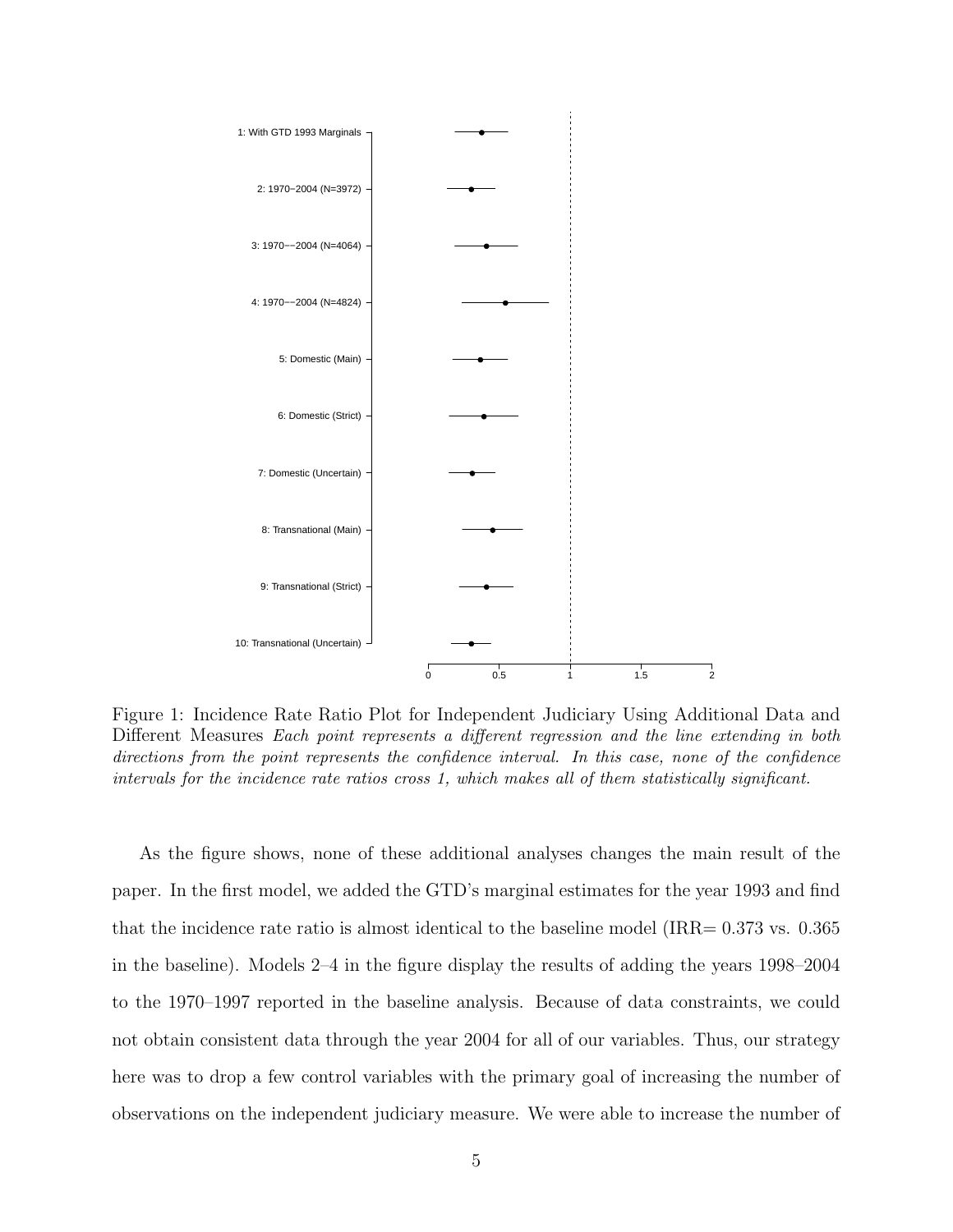Figure 1: Incidence Rate Ratio Plot for Independent Judiciary Using Additional Data and Different Measures *Each point represents a different regression and the line extending in both directions from the point represents the confidence interval. In this case, none of the confidence intervals for the incidence rate ratios cross 1, which makes all of them statistically significant.*

As the figure shows, none of these additional analyses changes the main result of the paper. In the first model, we added the GTD's marginal estimates for the year 1993 and find that the incidence rate ratio is almost identical to the baseline model (IRR= 0.373 vs. 0.365 in the baseline). Models 2–4 in the figure display the results of adding the years 1998–2004 to the 1970–1997 reported in the baseline analysis. Because of data constraints, we could not obtain consistent data through the year 2004 for all of our variables. Thus, our strategy here was to drop a few control variables with the primary goal of increasing the number of observations on the independent judiciary measure. We were able to increase the number of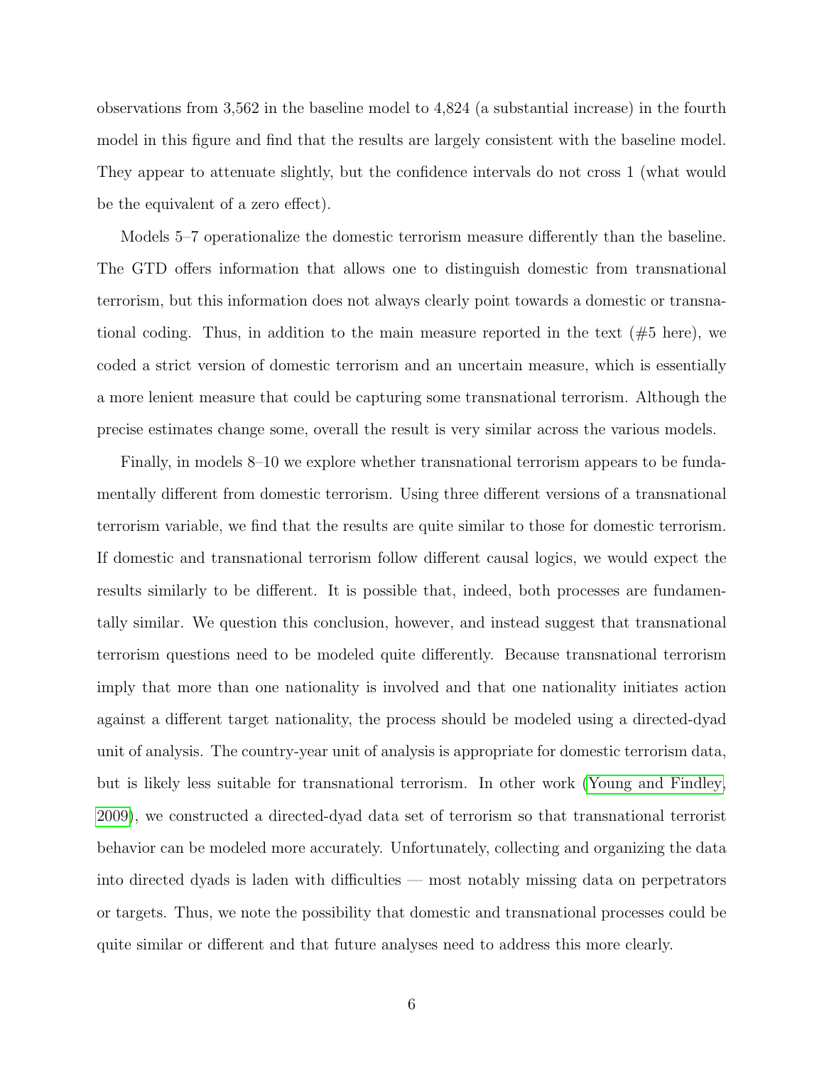observations from 3,562 in the baseline model to 4,824 (a substantial increase) in the fourth model in this figure and find that the results are largely consistent with the baseline model. They appear to attenuate slightly, but the confidence intervals do not cross 1 (what would be the equivalent of a zero effect).

Models 5–7 operationalize the domestic terrorism measure differently than the baseline. The GTD offers information that allows one to distinguish domestic from transnational terrorism, but this information does not always clearly point towards a domestic or transnational coding. Thus, in addition to the main measure reported in the text (#5 here), we coded a strict version of domestic terrorism and an uncertain measure, which is essentially a more lenient measure that could be capturing some transnational terrorism. Although the precise estimates change some, overall the result is very similar across the various models.

Finally, in models 8–10 we explore whether transnational terrorism appears to be fundamentally different from domestic terrorism. Using three different versions of a transnational terrorism variable, we find that the results are quite similar to those for domestic terrorism. If domestic and transnational terrorism follow different causal logics, we would expect the results similarly to be different. It is possible that, indeed, both processes are fundamentally similar. We question this conclusion, however, and instead suggest that transnational terrorism questions need to be modeled quite differently. Because transnational terrorism imply that more than one nationality is involved and that one nationality initiates action against a different target nationality, the process should be modeled using a directed-dyad unit of analysis. The country-year unit of analysis is appropriate for domestic terrorism data, but is likely less suitable for transnational terrorism. In other work (Young and Findley, 2009), we constructed a directed-dyad data set of terrorism so that transnational terrorist behavior can be modeled more accurately. Unfortunately, collecting and organizing the data into directed dyads is laden with difficulties — most notably missing data on perpetrators or targets. Thus, we note the possibility that domestic and transnational processes could be quite similar or different and that future analyses need to address this more clearly.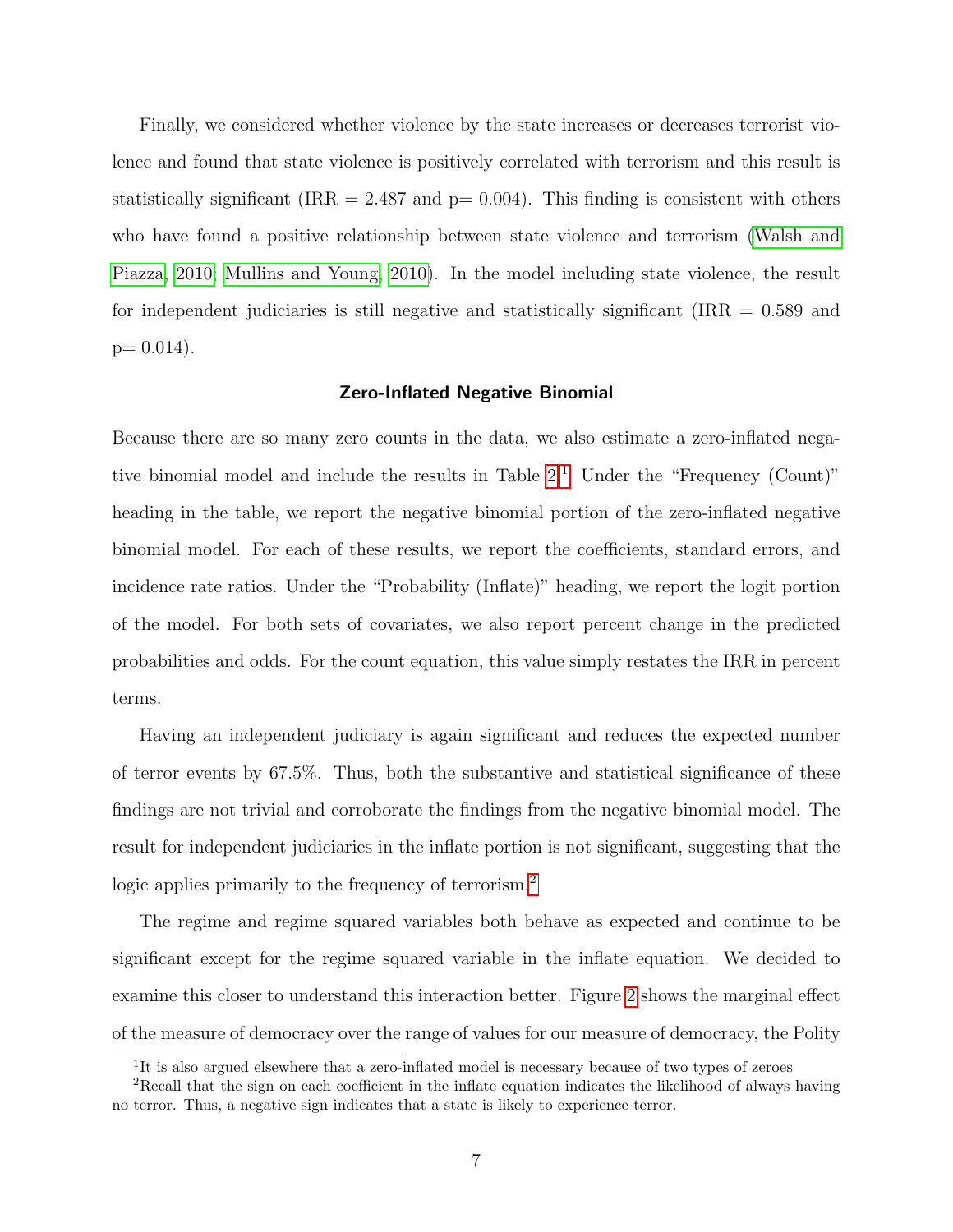Finally, we considered whether violence by the state increases or decreases terrorist violence and found that state violence is positively correlated with terrorism and this result is statistically significant (IRR = 2.487 and p= 0.004). This finding is consistent with others who have found a positive relationship between state violence and terrorism (Walsh and Piazza, 2010; Mullins and Young, 2010). In the model including state violence, the result for independent judiciaries is still negative and statistically significant (IRR = 0.589 and p= 0.014).

### Zero-Inflated Negative Binomial

Because there are so many zero counts in the data, we also estimate a zero-inflated negative binomial model and include the results in Table 2.[1] Under the "Frequency (Count)" heading in the table, we report the negative binomial portion of the zero-inflated negative binomial model. For each of these results, we report the coefficients, standard errors, and incidence rate ratios. Under the "Probability (Inflate)" heading, we report the logit portion of the model. For both sets of covariates, we also report percent change in the predicted probabilities and odds. For the count equation, this value simply restates the IRR in percent terms.

Having an independent judiciary is again significant and reduces the expected number of terror events by 67.5%. Thus, both the substantive and statistical significance of these findings are not trivial and corroborate the findings from the negative binomial model. The result for independent judiciaries in the inflate portion is not significant, suggesting that the logic applies primarily to the frequency of terrorism.[2]

The regime and regime squared variables both behave as expected and continue to be significant except for the regime squared variable in the inflate equation. We decided to examine this closer to understand this interaction better. Figure 2 shows the marginal effect of the measure of democracy over the range of values for our measure of democracy, the Polity

[1] It is also argued elsewhere that a zero-inflated model is necessary because of two types of zeroes

[2] Recall that the sign on each coefficient in the inflate equation indicates the likelihood of always having no terror. Thus, a negative sign indicates that a state is likely to experience terror.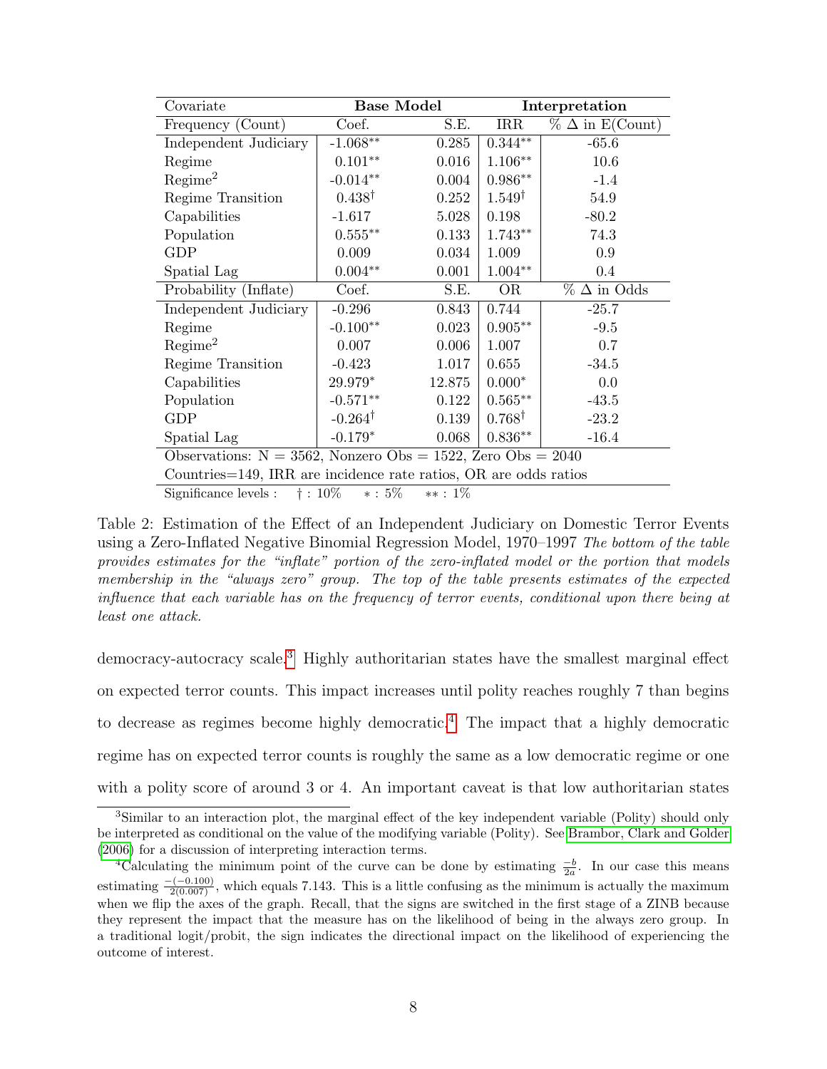| Covariate | Base Model | | Interpretation | |
|---|---|---|---|---|
| Frequency (Count) | Coef. | S.E. | IRR | % Δ in E(Count) |
| Independent Judiciary | -1.068** | 0.285 | 0.344** | -65.6 |
| Regime | 0.101** | 0.016 | 1.106** | 10.6 |
| Regime$^2$ | -0.014** | 0.004 | 0.986** | -1.4 |
| Regime Transition | 0.438† | 0.252 | 1.549† | 54.9 |
| Capabilities | -1.617 | 5.028 | 0.198 | -80.2 |
| Population | 0.555** | 0.133 | 1.743** | 74.3 |
| GDP | 0.009 | 0.034 | 1.009 | 0.9 |
| Spatial Lag | 0.004** | 0.001 | 1.004** | 0.4 |
| Probability (Inflate) | Coef. | S.E. | OR | % Δ in Odds |
| Independent Judiciary | -0.296 | 0.843 | 0.744 | -25.7 |
| Regime | -0.100** | 0.023 | 0.905** | -9.5 |
| Regime$^2$ | 0.007 | 0.006 | 1.007 | 0.7 |
| Regime Transition | -0.423 | 1.017 | 0.655 | -34.5 |
| Capabilities | 29.979* | 12.875 | 0.000* | 0.0 |
| Population | -0.571** | 0.122 | 0.565** | -43.5 |
| GDP | -0.264† | 0.139 | 0.768† | -23.2 |
| Spatial Lag | -0.179* | 0.068 | 0.836** | -16.4 |
| Observations: N = 3562, Nonzero Obs = 1522, Zero Obs = 2040 | | | | |
| Countries=149, IRR are incidence rate ratios, OR are odds ratios | | | | |

Significance levels : † : 10% * : 5% ** : 1%

Table 2: Estimation of the Effect of an Independent Judiciary on Domestic Terror Events using a Zero-Inflated Negative Binomial Regression Model, 1970–1997 *The bottom of the table provides estimates for the "inflate" portion of the zero-inflated model or the portion that models membership in the "always zero" group. The top of the table presents estimates of the expected influence that each variable has on the frequency of terror events, conditional upon there being at least one attack.*

democracy-autocracy scale.[3] Highly authoritarian states have the smallest marginal effect on expected terror counts. This impact increases until polity reaches roughly 7 than begins to decrease as regimes become highly democratic.[4] The impact that a highly democratic regime has on expected terror counts is roughly the same as a low democratic regime or one with a polity score of around 3 or 4. An important caveat is that low authoritarian states

[3] Similar to an interaction plot, the marginal effect of the key independent variable (Polity) should only be interpreted as conditional on the value of the modifying variable (Polity). See Brambor, Clark and Golder (2006) for a discussion of interpreting interaction terms.

[4] Calculating the minimum point of the curve can be done by estimating $\frac{-b}{2a}$. In our case this means estimating $\frac{-(-0.100)}{2(0.007)}$, which equals 7.143. This is a little confusing as the minimum is actually the maximum when we flip the axes of the graph. Recall, that the signs are switched in the first stage of a ZINB because they represent the impact that the measure has on the likelihood of being in the always zero group. In a traditional logit/probit, the sign indicates the directional impact on the likelihood of experiencing the outcome of interest.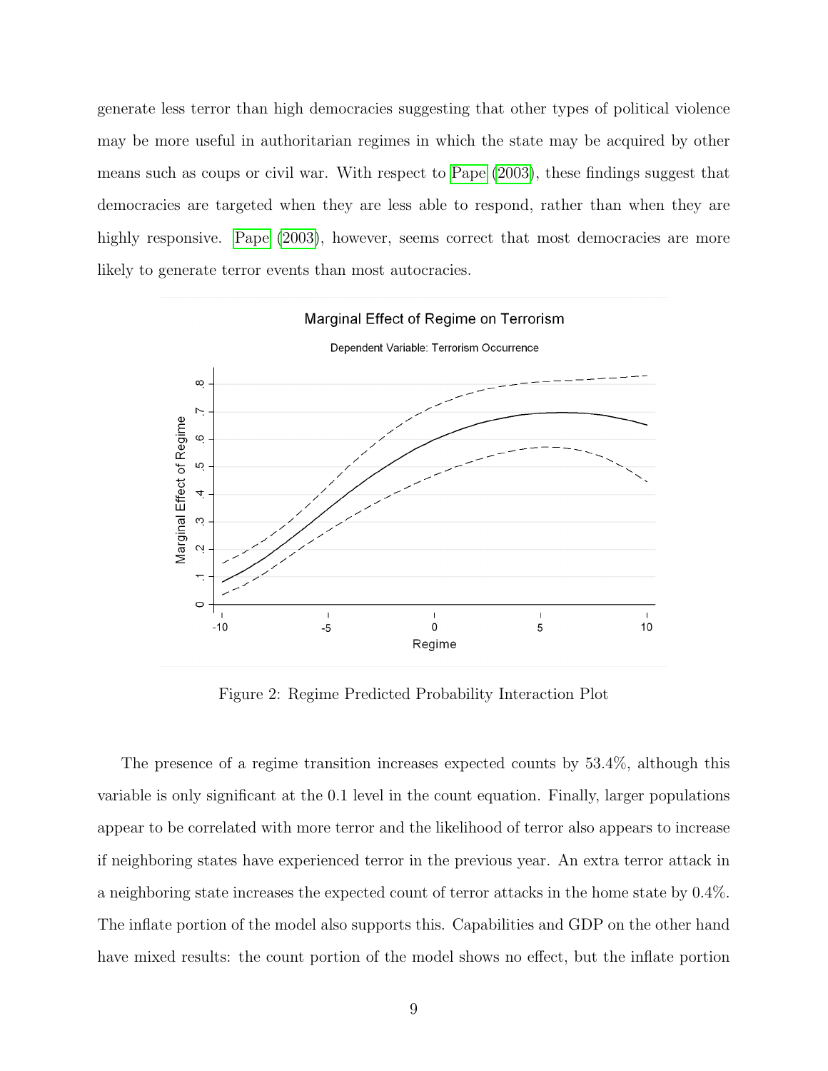generate less terror than high democracies suggesting that other types of political violence may be more useful in authoritarian regimes in which the state may be acquired by other means such as coups or civil war. With respect to Pape (2003), these findings suggest that democracies are targeted when they are less able to respond, rather than when they are highly responsive. Pape (2003), however, seems correct that most democracies are more likely to generate terror events than most autocracies.

Figure 2: Regime Predicted Probability Interaction Plot

The presence of a regime transition increases expected counts by 53.4%, although this variable is only significant at the 0.1 level in the count equation. Finally, larger populations appear to be correlated with more terror and the likelihood of terror also appears to increase if neighboring states have experienced terror in the previous year. An extra terror attack in a neighboring state increases the expected count of terror attacks in the home state by 0.4%. The inflate portion of the model also supports this. Capabilities and GDP on the other hand have mixed results: the count portion of the model shows no effect, but the inflate portion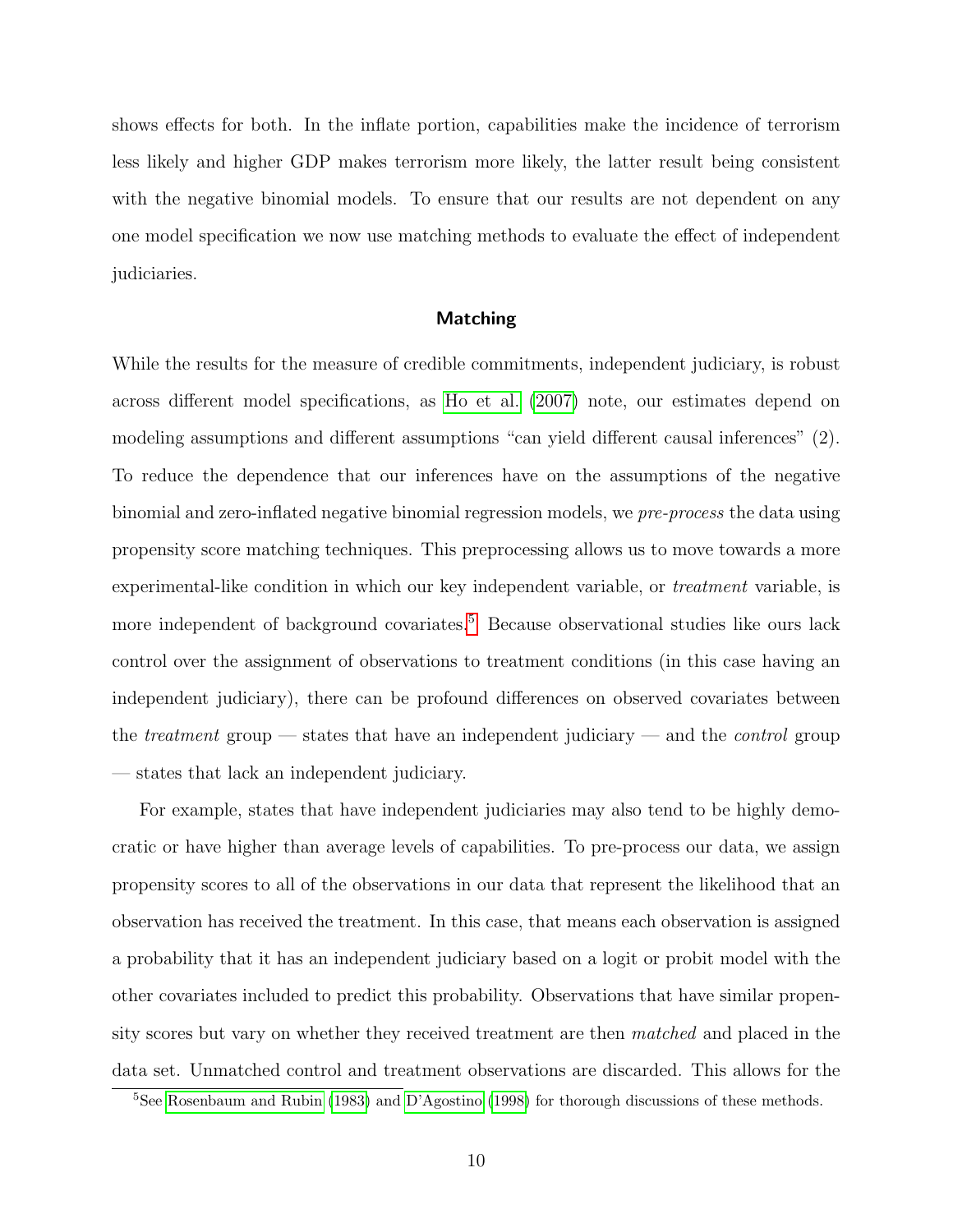shows effects for both. In the inflate portion, capabilities make the incidence of terrorism less likely and higher GDP makes terrorism more likely, the latter result being consistent with the negative binomial models. To ensure that our results are not dependent on any one model specification we now use matching methods to evaluate the effect of independent judiciaries.

### Matching

While the results for the measure of credible commitments, independent judiciary, is robust across different model specifications, as Ho et al. (2007) note, our estimates depend on modeling assumptions and different assumptions "can yield different causal inferences" (2). To reduce the dependence that our inferences have on the assumptions of the negative binomial and zero-inflated negative binomial regression models, we *pre-process* the data using propensity score matching techniques. This preprocessing allows us to move towards a more experimental-like condition in which our key independent variable, or *treatment* variable, is more independent of background covariates.[5] Because observational studies like ours lack control over the assignment of observations to treatment conditions (in this case having an independent judiciary), there can be profound differences on observed covariates between the *treatment* group — states that have an independent judiciary — and the *control* group — states that lack an independent judiciary.

For example, states that have independent judiciaries may also tend to be highly democratic or have higher than average levels of capabilities. To pre-process our data, we assign propensity scores to all of the observations in our data that represent the likelihood that an observation has received the treatment. In this case, that means each observation is assigned a probability that it has an independent judiciary based on a logit or probit model with the other covariates included to predict this probability. Observations that have similar propensity scores but vary on whether they received treatment are then *matched* and placed in the data set. Unmatched control and treatment observations are discarded. This allows for the

[5] See Rosenbaum and Rubin (1983) and D'Agostino (1998) for thorough discussions of these methods.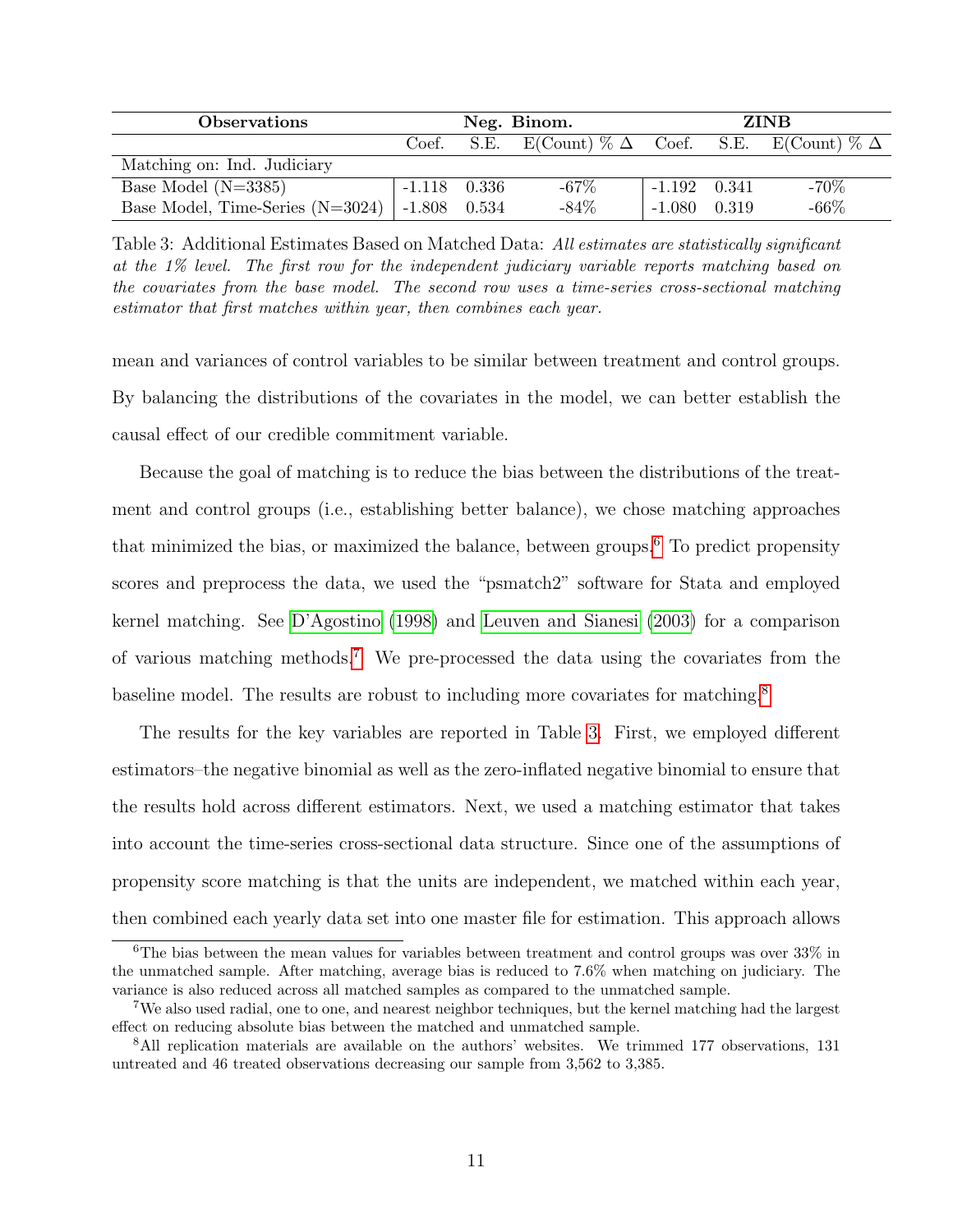| Observations | Neg. Binom. | | | ZINB | | |
|---|---|---|---|---|---|---|
| | Coef. | S.E. | E(Count) % Δ | Coef. | S.E. | E(Count) % Δ |
| Matching on: Ind. Judiciary | | | | | | |
| Base Model (N=3385) | -1.118 | 0.336 | -67% | -1.192 | 0.341 | -70% |
| Base Model, Time-Series (N=3024) | -1.808 | 0.534 | -84% | -1.080 | 0.319 | -66% |

Table 3: Additional Estimates Based on Matched Data: *All estimates are statistically significant at the 1% level. The first row for the independent judiciary variable reports matching based on the covariates from the base model. The second row uses a time-series cross-sectional matching estimator that first matches within year, then combines each year.*

mean and variances of control variables to be similar between treatment and control groups. By balancing the distributions of the covariates in the model, we can better establish the causal effect of our credible commitment variable.

Because the goal of matching is to reduce the bias between the distributions of the treatment and control groups (i.e., establishing better balance), we chose matching approaches that minimized the bias, or maximized the balance, between groups.[6] To predict propensity scores and preprocess the data, we used the "psmatch2" software for Stata and employed kernel matching. See D'Agostino (1998) and Leuven and Sianesi (2003) for a comparison of various matching methods.[7] We pre-processed the data using the covariates from the baseline model. The results are robust to including more covariates for matching.[8]

The results for the key variables are reported in Table 3. First, we employed different estimators–the negative binomial as well as the zero-inflated negative binomial to ensure that the results hold across different estimators. Next, we used a matching estimator that takes into account the time-series cross-sectional data structure. Since one of the assumptions of propensity score matching is that the units are independent, we matched within each year, then combined each yearly data set into one master file for estimation. This approach allows

[6] The bias between the mean values for variables between treatment and control groups was over 33% in the unmatched sample. After matching, average bias is reduced to 7.6% when matching on judiciary. The variance is also reduced across all matched samples as compared to the unmatched sample.

[7] We also used radial, one to one, and nearest neighbor techniques, but the kernel matching had the largest effect on reducing absolute bias between the matched and unmatched sample.

[8] All replication materials are available on the authors' websites. We trimmed 177 observations, 131 untreated and 46 treated observations decreasing our sample from 3,562 to 3,385.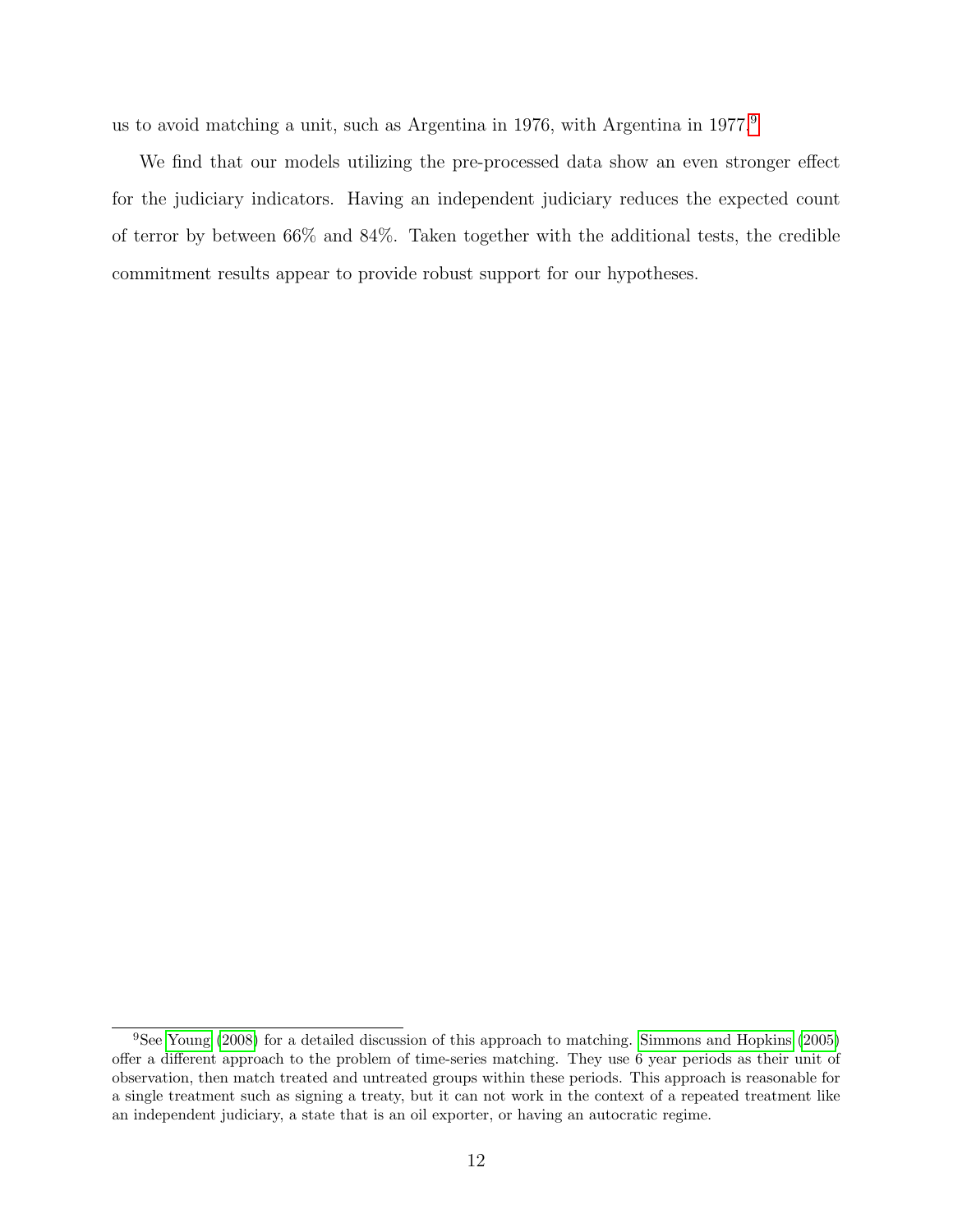us to avoid matching a unit, such as Argentina in 1976, with Argentina in 1977.[9]

We find that our models utilizing the pre-processed data show an even stronger effect for the judiciary indicators. Having an independent judiciary reduces the expected count of terror by between 66% and 84%. Taken together with the additional tests, the credible commitment results appear to provide robust support for our hypotheses.

[9] See Young (2008) for a detailed discussion of this approach to matching. Simmons and Hopkins (2005) offer a different approach to the problem of time-series matching. They use 6 year periods as their unit of observation, then match treated and untreated groups within these periods. This approach is reasonable for a single treatment such as signing a treaty, but it can not work in the context of a repeated treatment like an independent judiciary, a state that is an oil exporter, or having an autocratic regime.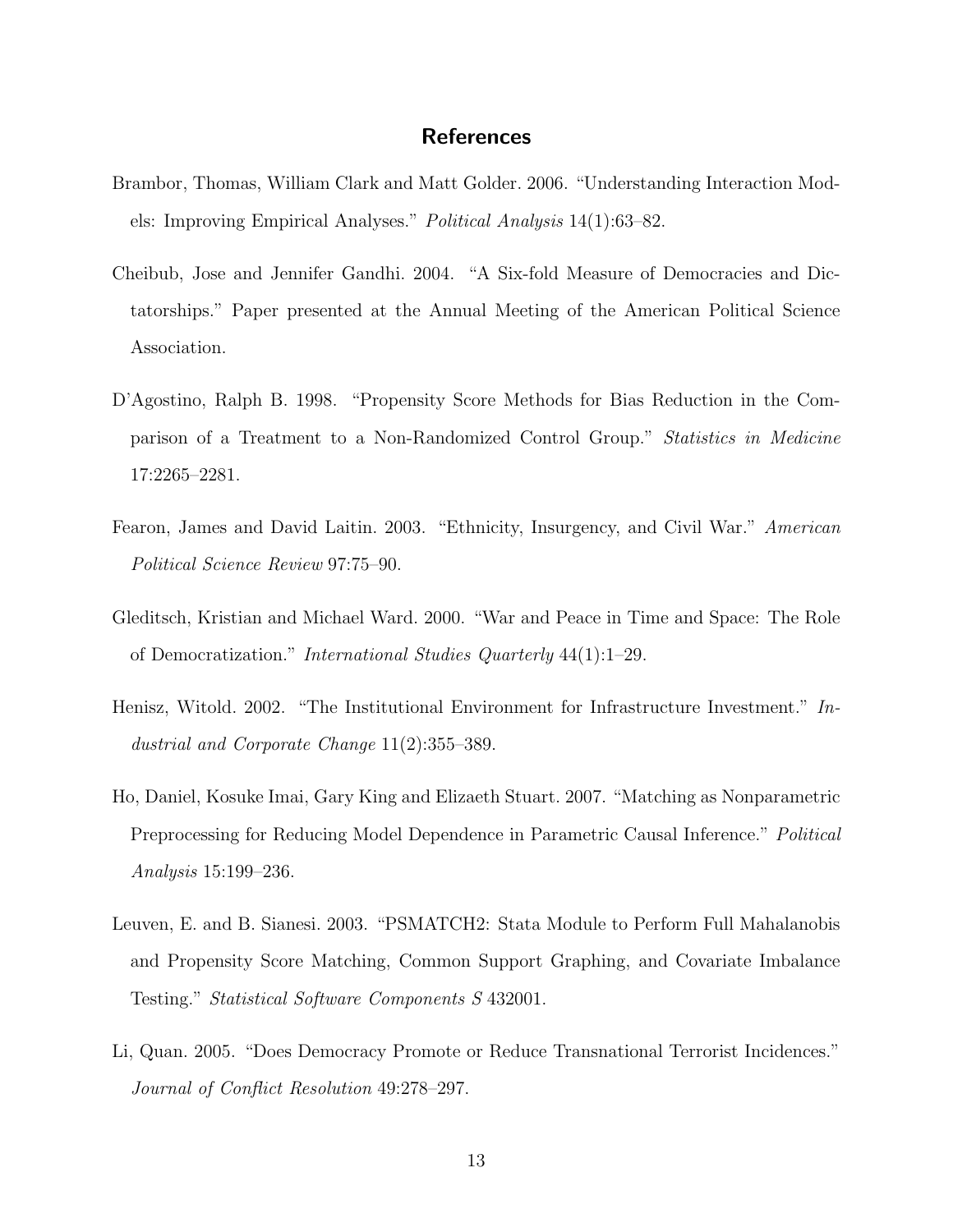## References

Brambor, Thomas, William Clark and Matt Golder. 2006. "Understanding Interaction Models: Improving Empirical Analyses." *Political Analysis* 14(1):63–82.

Cheibub, Jose and Jennifer Gandhi. 2004. "A Six-fold Measure of Democracies and Dictatorships." Paper presented at the Annual Meeting of the American Political Science Association.

D'Agostino, Ralph B. 1998. "Propensity Score Methods for Bias Reduction in the Comparison of a Treatment to a Non-Randomized Control Group." *Statistics in Medicine* 17:2265–2281.

Fearon, James and David Laitin. 2003. "Ethnicity, Insurgency, and Civil War." *American Political Science Review* 97:75–90.

Gleditsch, Kristian and Michael Ward. 2000. "War and Peace in Time and Space: The Role of Democratization." *International Studies Quarterly* 44(1):1–29.

Henisz, Witold. 2002. "The Institutional Environment for Infrastructure Investment." *Industrial and Corporate Change* 11(2):355–389.

Ho, Daniel, Kosuke Imai, Gary King and Elizaeth Stuart. 2007. "Matching as Nonparametric Preprocessing for Reducing Model Dependence in Parametric Causal Inference." *Political Analysis* 15:199–236.

Leuven, E. and B. Sianesi. 2003. "PSMATCH2: Stata Module to Perform Full Mahalanobis and Propensity Score Matching, Common Support Graphing, and Covariate Imbalance Testing." *Statistical Software Components S* 432001.

Li, Quan. 2005. "Does Democracy Promote or Reduce Transnational Terrorist Incidences." *Journal of Conflict Resolution* 49:278–297.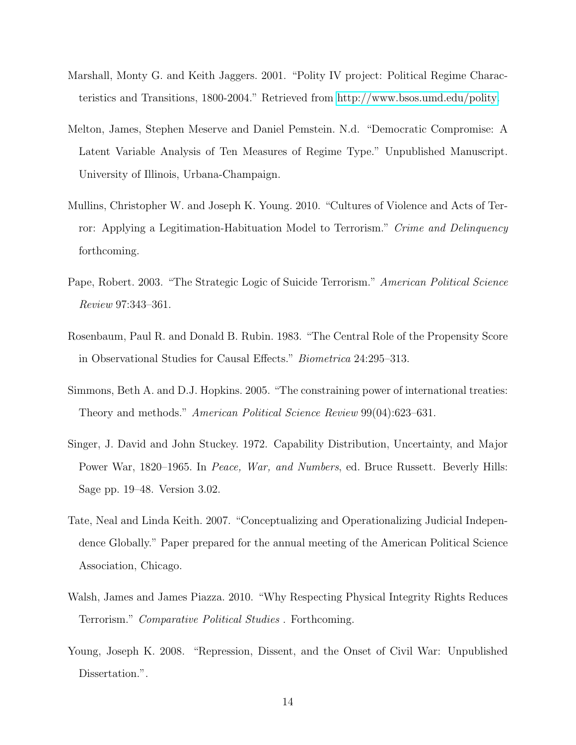Marshall, Monty G. and Keith Jaggers. 2001. "Polity IV project: Political Regime Characteristics and Transitions, 1800-2004." Retrieved from http://www.bsos.umd.edu/polity.

Melton, James, Stephen Meserve and Daniel Pemstein. N.d. "Democratic Compromise: A Latent Variable Analysis of Ten Measures of Regime Type." Unpublished Manuscript. University of Illinois, Urbana-Champaign.

Mullins, Christopher W. and Joseph K. Young. 2010. "Cultures of Violence and Acts of Terror: Applying a Legitimation-Habituation Model to Terrorism." *Crime and Delinquency* forthcoming.

Pape, Robert. 2003. "The Strategic Logic of Suicide Terrorism." *American Political Science Review* 97:343–361.

Rosenbaum, Paul R. and Donald B. Rubin. 1983. "The Central Role of the Propensity Score in Observational Studies for Causal Effects." *Biometrica* 24:295–313.

Simmons, Beth A. and D.J. Hopkins. 2005. "The constraining power of international treaties: Theory and methods." *American Political Science Review* 99(04):623–631.

Singer, J. David and John Stuckey. 1972. Capability Distribution, Uncertainty, and Major Power War, 1820–1965. In *Peace, War, and Numbers*, ed. Bruce Russett. Beverly Hills: Sage pp. 19–48. Version 3.02.

Tate, Neal and Linda Keith. 2007. "Conceptualizing and Operationalizing Judicial Independence Globally." Paper prepared for the annual meeting of the American Political Science Association, Chicago.

Walsh, James and James Piazza. 2010. "Why Respecting Physical Integrity Rights Reduces Terrorism." *Comparative Political Studies* . Forthcoming.

Young, Joseph K. 2008. "Repression, Dissent, and the Onset of Civil War: Unpublished Dissertation.".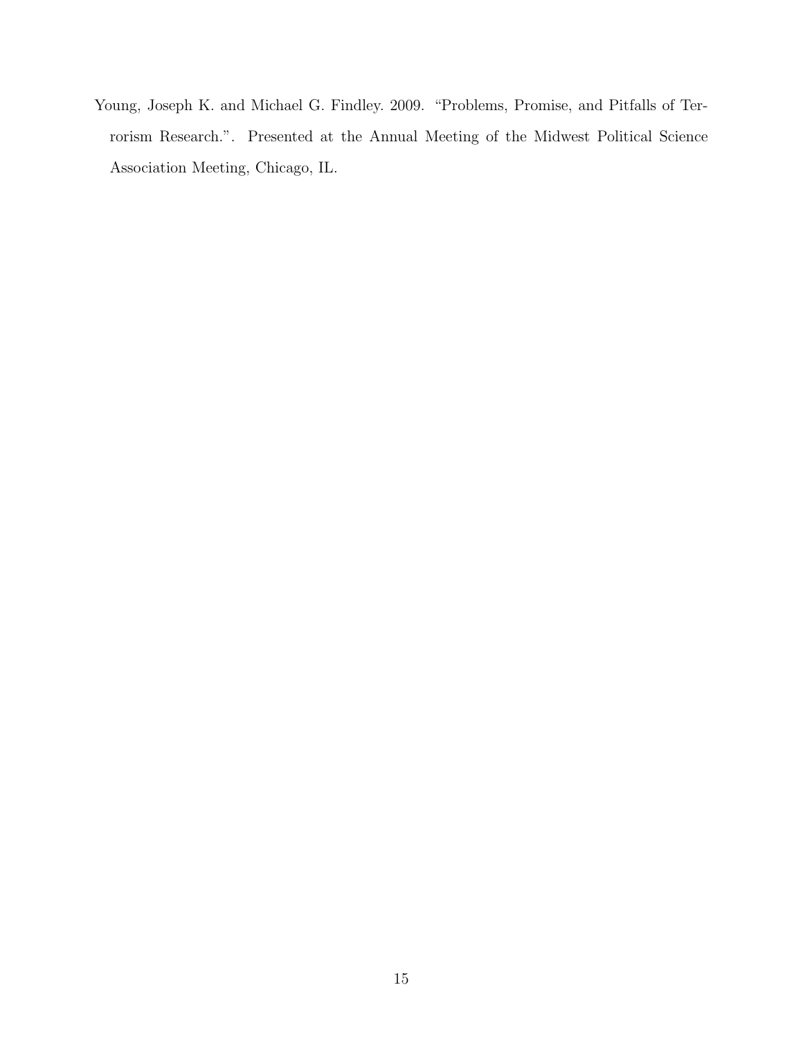Young, Joseph K. and Michael G. Findley. 2009. "Problems, Promise, and Pitfalls of Terrorism Research.". Presented at the Annual Meeting of the Midwest Political Science Association Meeting, Chicago, IL.